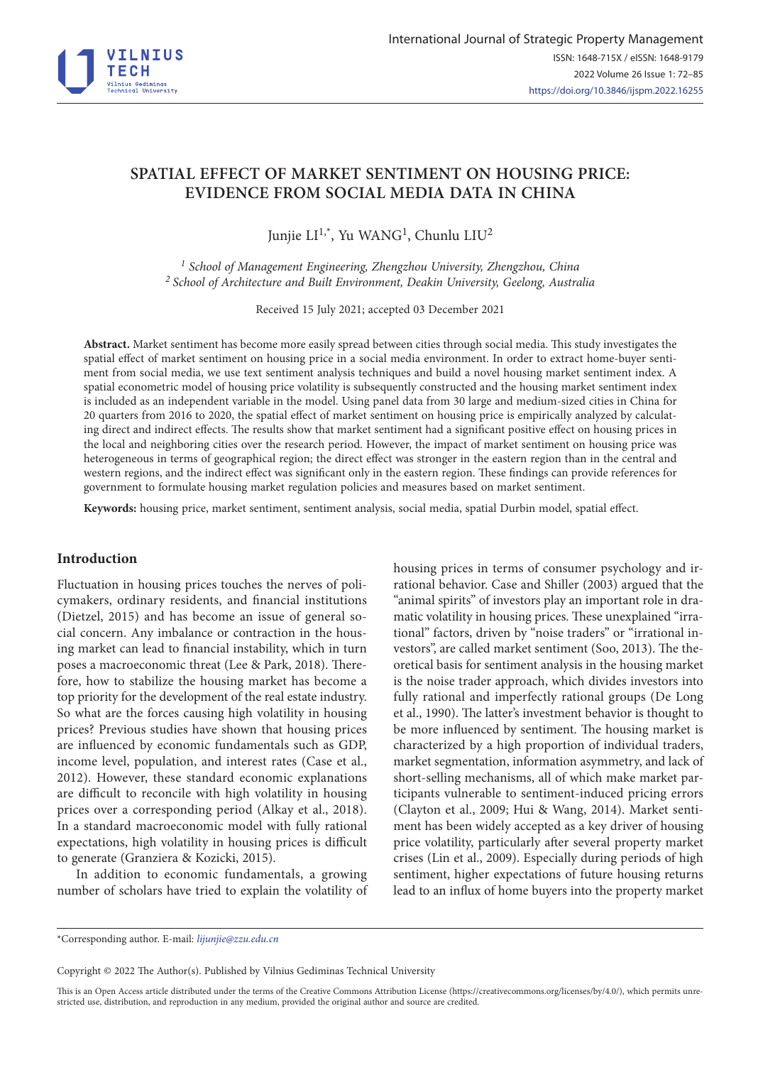# SPATIAL EFFECT OF MARKET SENTIMENT ON HOUSING PRICE: EVIDENCE FROM SOCIAL MEDIA DATA IN CHINA

Junjie LI[1,*], Yu WANG[1], Chunlu LIU[2]

*[1] School of Management Engineering, Zhengzhou University, Zhengzhou, China*
*[2] School of Architecture and Built Environment, Deakin University, Geelong, Australia*

Received 15 July 2021; accepted 03 December 2021

**Abstract.** Market sentiment has become more easily spread between cities through social media. This study investigates the spatial effect of market sentiment on housing price in a social media environment. In order to extract home-buyer sentiment from social media, we use text sentiment analysis techniques and build a novel housing market sentiment index. A spatial econometric model of housing price volatility is subsequently constructed and the housing market sentiment index is included as an independent variable in the model. Using panel data from 30 large and medium-sized cities in China for 20 quarters from 2016 to 2020, the spatial effect of market sentiment on housing price is empirically analyzed by calculating direct and indirect effects. The results show that market sentiment had a significant positive effect on housing prices in the local and neighboring cities over the research period. However, the impact of market sentiment on housing price was heterogeneous in terms of geographical region; the direct effect was stronger in the eastern region than in the central and western regions, and the indirect effect was significant only in the eastern region. These findings can provide references for government to formulate housing market regulation policies and measures based on market sentiment.

**Keywords:** housing price, market sentiment, sentiment analysis, social media, spatial Durbin model, spatial effect.

## Introduction

Fluctuation in housing prices touches the nerves of policymakers, ordinary residents, and financial institutions (Dietzel, 2015) and has become an issue of general social concern. Any imbalance or contraction in the housing market can lead to financial instability, which in turn poses a macroeconomic threat (Lee & Park, 2018). Therefore, how to stabilize the housing market has become a top priority for the development of the real estate industry. So what are the forces causing high volatility in housing prices? Previous studies have shown that housing prices are influenced by economic fundamentals such as GDP, income level, population, and interest rates (Case et al., 2012). However, these standard economic explanations are difficult to reconcile with high volatility in housing prices over a corresponding period (Alkay et al., 2018). In a standard macroeconomic model with fully rational expectations, high volatility in housing prices is difficult to generate (Granziera & Kozicki, 2015).

In addition to economic fundamentals, a growing number of scholars have tried to explain the volatility of housing prices in terms of consumer psychology and irrational behavior. Case and Shiller (2003) argued that the "animal spirits" of investors play an important role in dramatic volatility in housing prices. These unexplained "irrational" factors, driven by "noise traders" or "irrational investors", are called market sentiment (Soo, 2013). The theoretical basis for sentiment analysis in the housing market is the noise trader approach, which divides investors into fully rational and imperfectly rational groups (De Long et al., 1990). The latter's investment behavior is thought to be more influenced by sentiment. The housing market is characterized by a high proportion of individual traders, market segmentation, information asymmetry, and lack of short-selling mechanisms, all of which make market participants vulnerable to sentiment-induced pricing errors (Clayton et al., 2009; Hui & Wang, 2014). Market sentiment has been widely accepted as a key driver of housing price volatility, particularly after several property market crises (Lin et al., 2009). Especially during periods of high sentiment, higher expectations of future housing returns lead to an influx of home buyers into the property market

*Corresponding author. E-mail: *lijunjie@zzu.edu.cn*

Copyright © 2022 The Author(s). Published by Vilnius Gediminas Technical University

This is an Open Access article distributed under the terms of the Creative Commons Attribution License (https://creativecommons.org/licenses/by/4.0/), which permits unrestricted use, distribution, and reproduction in any medium, provided the original author and source are credited.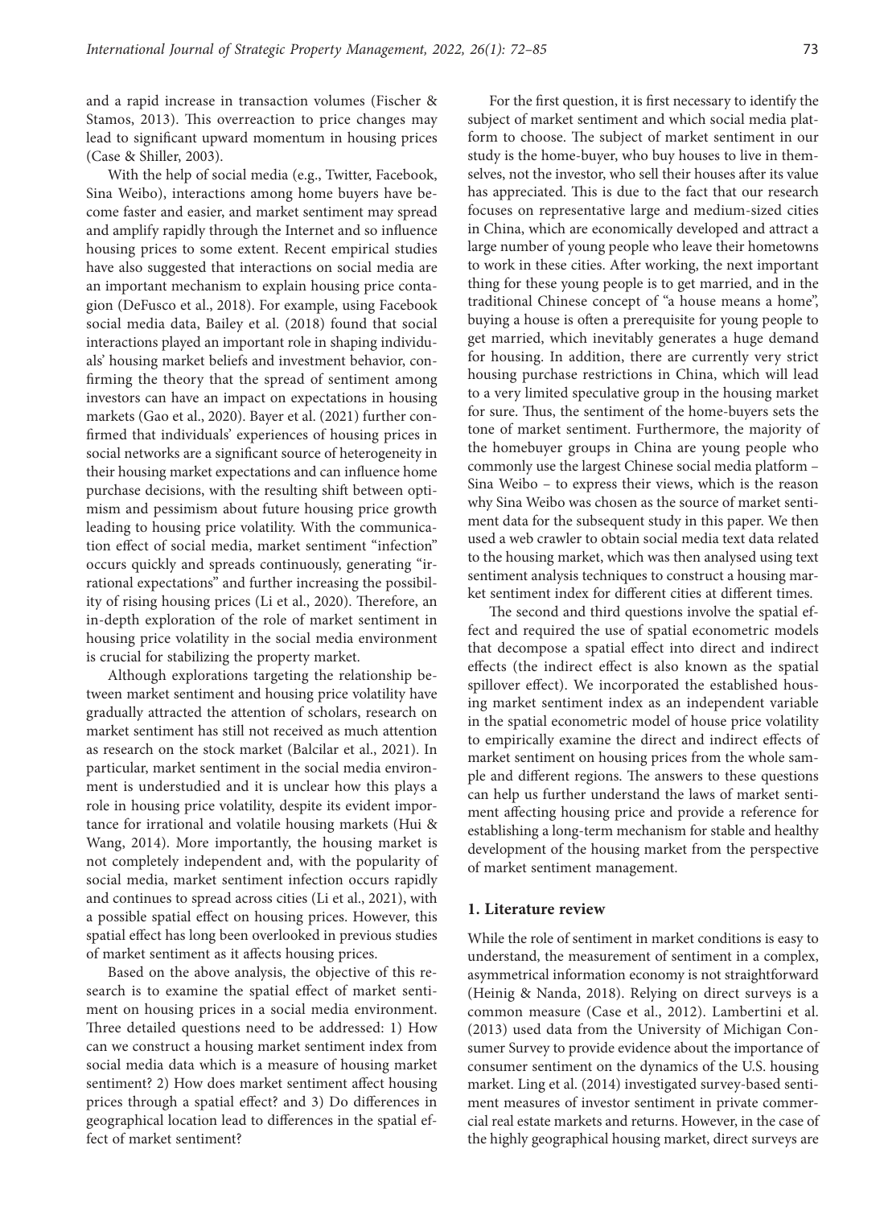and a rapid increase in transaction volumes (Fischer & Stamos, 2013). This overreaction to price changes may lead to significant upward momentum in housing prices (Case & Shiller, 2003).

With the help of social media (e.g., Twitter, Facebook, Sina Weibo), interactions among home buyers have become faster and easier, and market sentiment may spread and amplify rapidly through the Internet and so influence housing prices to some extent. Recent empirical studies have also suggested that interactions on social media are an important mechanism to explain housing price contagion (DeFusco et al., 2018). For example, using Facebook social media data, Bailey et al. (2018) found that social interactions played an important role in shaping individuals' housing market beliefs and investment behavior, confirming the theory that the spread of sentiment among investors can have an impact on expectations in housing markets (Gao et al., 2020). Bayer et al. (2021) further confirmed that individuals' experiences of housing prices in social networks are a significant source of heterogeneity in their housing market expectations and can influence home purchase decisions, with the resulting shift between optimism and pessimism about future housing price growth leading to housing price volatility. With the communication effect of social media, market sentiment "infection" occurs quickly and spreads continuously, generating "irrational expectations" and further increasing the possibility of rising housing prices (Li et al., 2020). Therefore, an in-depth exploration of the role of market sentiment in housing price volatility in the social media environment is crucial for stabilizing the property market.

Although explorations targeting the relationship between market sentiment and housing price volatility have gradually attracted the attention of scholars, research on market sentiment has still not received as much attention as research on the stock market (Balcilar et al., 2021). In particular, market sentiment in the social media environment is understudied and it is unclear how this plays a role in housing price volatility, despite its evident importance for irrational and volatile housing markets (Hui & Wang, 2014). More importantly, the housing market is not completely independent and, with the popularity of social media, market sentiment infection occurs rapidly and continues to spread across cities (Li et al., 2021), with a possible spatial effect on housing prices. However, this spatial effect has long been overlooked in previous studies of market sentiment as it affects housing prices.

Based on the above analysis, the objective of this research is to examine the spatial effect of market sentiment on housing prices in a social media environment. Three detailed questions need to be addressed: 1) How can we construct a housing market sentiment index from social media data which is a measure of housing market sentiment? 2) How does market sentiment affect housing prices through a spatial effect? and 3) Do differences in geographical location lead to differences in the spatial effect of market sentiment?

For the first question, it is first necessary to identify the subject of market sentiment and which social media platform to choose. The subject of market sentiment in our study is the home-buyer, who buy houses to live in themselves, not the investor, who sell their houses after its value has appreciated. This is due to the fact that our research focuses on representative large and medium-sized cities in China, which are economically developed and attract a large number of young people who leave their hometowns to work in these cities. After working, the next important thing for these young people is to get married, and in the traditional Chinese concept of "a house means a home", buying a house is often a prerequisite for young people to get married, which inevitably generates a huge demand for housing. In addition, there are currently very strict housing purchase restrictions in China, which will lead to a very limited speculative group in the housing market for sure. Thus, the sentiment of the home-buyers sets the tone of market sentiment. Furthermore, the majority of the homebuyer groups in China are young people who commonly use the largest Chinese social media platform – Sina Weibo – to express their views, which is the reason why Sina Weibo was chosen as the source of market sentiment data for the subsequent study in this paper. We then used a web crawler to obtain social media text data related to the housing market, which was then analysed using text sentiment analysis techniques to construct a housing market sentiment index for different cities at different times.

The second and third questions involve the spatial effect and required the use of spatial econometric models that decompose a spatial effect into direct and indirect effects (the indirect effect is also known as the spatial spillover effect). We incorporated the established housing market sentiment index as an independent variable in the spatial econometric model of house price volatility to empirically examine the direct and indirect effects of market sentiment on housing prices from the whole sample and different regions. The answers to these questions can help us further understand the laws of market sentiment affecting housing price and provide a reference for establishing a long-term mechanism for stable and healthy development of the housing market from the perspective of market sentiment management.

## 1. Literature review

While the role of sentiment in market conditions is easy to understand, the measurement of sentiment in a complex, asymmetrical information economy is not straightforward (Heinig & Nanda, 2018). Relying on direct surveys is a common measure (Case et al., 2012). Lambertini et al. (2013) used data from the University of Michigan Consumer Survey to provide evidence about the importance of consumer sentiment on the dynamics of the U.S. housing market. Ling et al. (2014) investigated survey-based sentiment measures of investor sentiment in private commercial real estate markets and returns. However, in the case of the highly geographical housing market, direct surveys are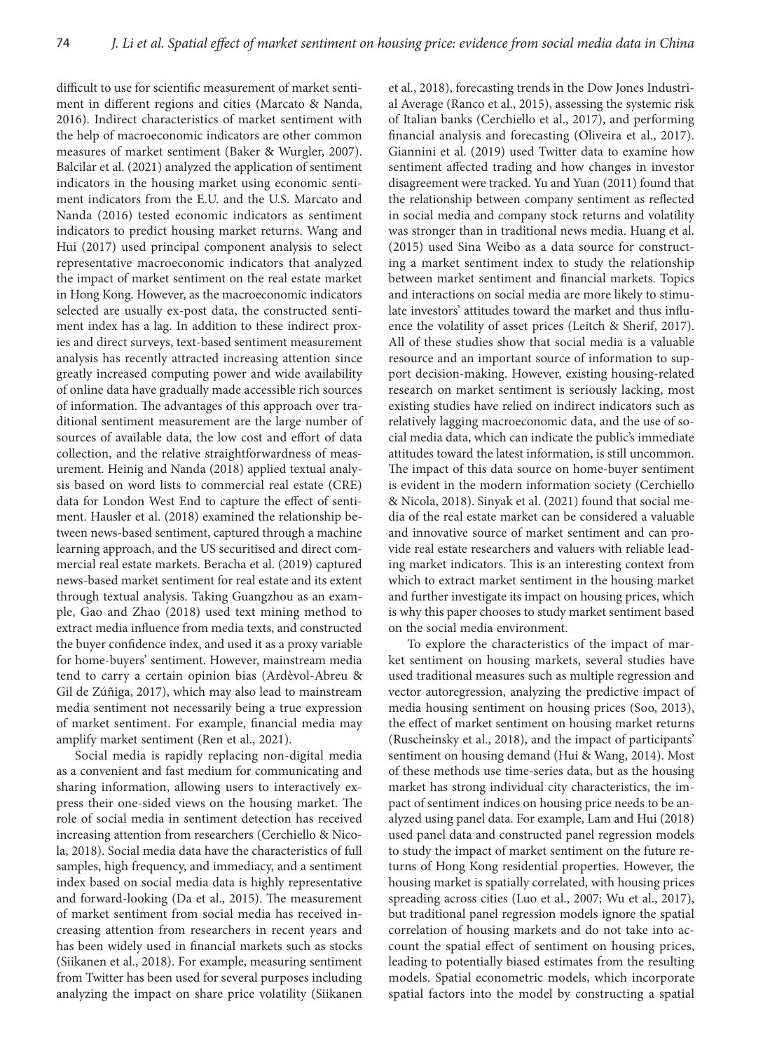difficult to use for scientific measurement of market sentiment in different regions and cities (Marcato & Nanda, 2016). Indirect characteristics of market sentiment with the help of macroeconomic indicators are other common measures of market sentiment (Baker & Wurgler, 2007). Balcilar et al. (2021) analyzed the application of sentiment indicators in the housing market using economic sentiment indicators from the E.U. and the U.S. Marcato and Nanda (2016) tested economic indicators as sentiment indicators to predict housing market returns. Wang and Hui (2017) used principal component analysis to select representative macroeconomic indicators that analyzed the impact of market sentiment on the real estate market in Hong Kong. However, as the macroeconomic indicators selected are usually ex-post data, the constructed sentiment index has a lag. In addition to these indirect proxies and direct surveys, text-based sentiment measurement analysis has recently attracted increasing attention since greatly increased computing power and wide availability of online data have gradually made accessible rich sources of information. The advantages of this approach over traditional sentiment measurement are the large number of sources of available data, the low cost and effort of data collection, and the relative straightforwardness of measurement. Heinig and Nanda (2018) applied textual analysis based on word lists to commercial real estate (CRE) data for London West End to capture the effect of sentiment. Hausler et al. (2018) examined the relationship between news-based sentiment, captured through a machine learning approach, and the US securitised and direct commercial real estate markets. Beracha et al. (2019) captured news-based market sentiment for real estate and its extent through textual analysis. Taking Guangzhou as an example, Gao and Zhao (2018) used text mining method to extract media influence from media texts, and constructed the buyer confidence index, and used it as a proxy variable for home-buyers' sentiment. However, mainstream media tend to carry a certain opinion bias (Ardèvol-Abreu & Gil de Zúñiga, 2017), which may also lead to mainstream media sentiment not necessarily being a true expression of market sentiment. For example, financial media may amplify market sentiment (Ren et al., 2021).

Social media is rapidly replacing non-digital media as a convenient and fast medium for communicating and sharing information, allowing users to interactively express their one-sided views on the housing market. The role of social media in sentiment detection has received increasing attention from researchers (Cerchiello & Nicola, 2018). Social media data have the characteristics of full samples, high frequency, and immediacy, and a sentiment index based on social media data is highly representative and forward-looking (Da et al., 2015). The measurement of market sentiment from social media has received increasing attention from researchers in recent years and has been widely used in financial markets such as stocks (Siikanen et al., 2018). For example, measuring sentiment from Twitter has been used for several purposes including analyzing the impact on share price volatility (Siikanen et al., 2018), forecasting trends in the Dow Jones Industrial Average (Ranco et al., 2015), assessing the systemic risk of Italian banks (Cerchiello et al., 2017), and performing financial analysis and forecasting (Oliveira et al., 2017). Giannini et al. (2019) used Twitter data to examine how sentiment affected trading and how changes in investor disagreement were tracked. Yu and Yuan (2011) found that the relationship between company sentiment as reflected in social media and company stock returns and volatility was stronger than in traditional news media. Huang et al. (2015) used Sina Weibo as a data source for constructing a market sentiment index to study the relationship between market sentiment and financial markets. Topics and interactions on social media are more likely to stimulate investors' attitudes toward the market and thus influence the volatility of asset prices (Leitch & Sherif, 2017). All of these studies show that social media is a valuable resource and an important source of information to support decision-making. However, existing housing-related research on market sentiment is seriously lacking, most existing studies have relied on indirect indicators such as relatively lagging macroeconomic data, and the use of social media data, which can indicate the public's immediate attitudes toward the latest information, is still uncommon. The impact of this data source on home-buyer sentiment is evident in the modern information society (Cerchiello & Nicola, 2018). Sinyak et al. (2021) found that social media of the real estate market can be considered a valuable and innovative source of market sentiment and can provide real estate researchers and valuers with reliable leading market indicators. This is an interesting context from which to extract market sentiment in the housing market and further investigate its impact on housing prices, which is why this paper chooses to study market sentiment based on the social media environment.

To explore the characteristics of the impact of market sentiment on housing markets, several studies have used traditional measures such as multiple regression and vector autoregression, analyzing the predictive impact of media housing sentiment on housing prices (Soo, 2013), the effect of market sentiment on housing market returns (Ruscheinsky et al., 2018), and the impact of participants' sentiment on housing demand (Hui & Wang, 2014). Most of these methods use time-series data, but as the housing market has strong individual city characteristics, the impact of sentiment indices on housing price needs to be analyzed using panel data. For example, Lam and Hui (2018) used panel data and constructed panel regression models to study the impact of market sentiment on the future returns of Hong Kong residential properties. However, the housing market is spatially correlated, with housing prices spreading across cities (Luo et al., 2007; Wu et al., 2017), but traditional panel regression models ignore the spatial correlation of housing markets and do not take into account the spatial effect of sentiment on housing prices, leading to potentially biased estimates from the resulting models. Spatial econometric models, which incorporate spatial factors into the model by constructing a spatial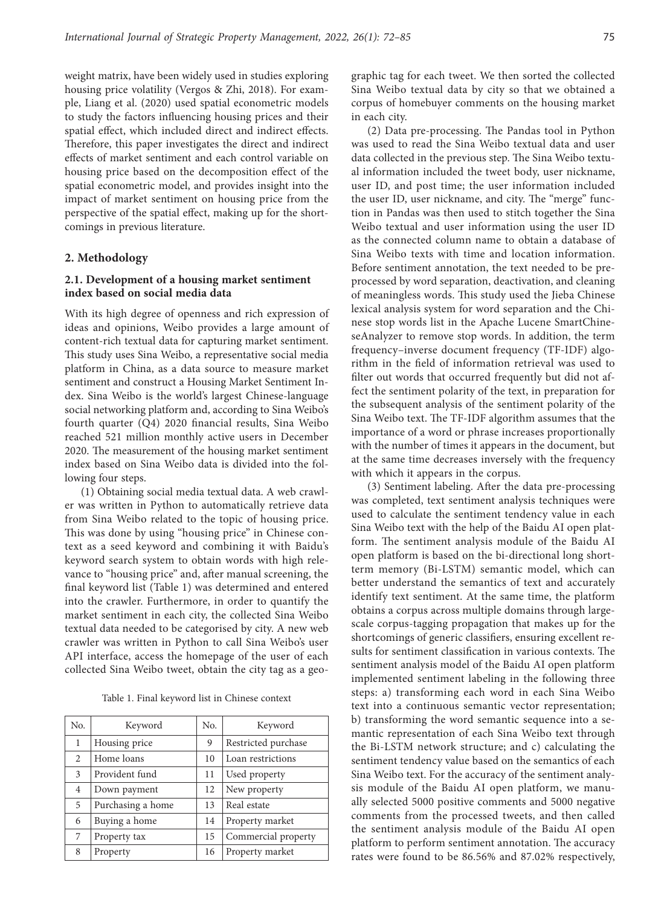weight matrix, have been widely used in studies exploring housing price volatility (Vergos & Zhi, 2018). For example, Liang et al. (2020) used spatial econometric models to study the factors influencing housing prices and their spatial effect, which included direct and indirect effects. Therefore, this paper investigates the direct and indirect effects of market sentiment and each control variable on housing price based on the decomposition effect of the spatial econometric model, and provides insight into the impact of market sentiment on housing price from the perspective of the spatial effect, making up for the shortcomings in previous literature.

## 2. Methodology

### 2.1. Development of a housing market sentiment index based on social media data

With its high degree of openness and rich expression of ideas and opinions, Weibo provides a large amount of content-rich textual data for capturing market sentiment. This study uses Sina Weibo, a representative social media platform in China, as a data source to measure market sentiment and construct a Housing Market Sentiment Index. Sina Weibo is the world's largest Chinese-language social networking platform and, according to Sina Weibo's fourth quarter (Q4) 2020 financial results, Sina Weibo reached 521 million monthly active users in December 2020. The measurement of the housing market sentiment index based on Sina Weibo data is divided into the following four steps.

(1) Obtaining social media textual data. A web crawler was written in Python to automatically retrieve data from Sina Weibo related to the topic of housing price. This was done by using "housing price" in Chinese context as a seed keyword and combining it with Baidu's keyword search system to obtain words with high relevance to "housing price" and, after manual screening, the final keyword list (Table 1) was determined and entered into the crawler. Furthermore, in order to quantify the market sentiment in each city, the collected Sina Weibo textual data needed to be categorised by city. A new web crawler was written in Python to call Sina Weibo's user API interface, access the homepage of the user of each collected Sina Weibo tweet, obtain the city tag as a geographic tag for each tweet. We then sorted the collected Sina Weibo textual data by city so that we obtained a corpus of homebuyer comments on the housing market in each city.

Table 1. Final keyword list in Chinese context

| No. | Keyword | No. | Keyword |
|---|---|---|---|
| 1 | Housing price | 9 | Restricted purchase |
| 2 | Home loans | 10 | Loan restrictions |
| 3 | Provident fund | 11 | Used property |
| 4 | Down payment | 12 | New property |
| 5 | Purchasing a home | 13 | Real estate |
| 6 | Buying a home | 14 | Property market |
| 7 | Property tax | 15 | Commercial property |
| 8 | Property | 16 | Property market |

(2) Data pre-processing. The Pandas tool in Python was used to read the Sina Weibo textual data and user data collected in the previous step. The Sina Weibo textual information included the tweet body, user nickname, user ID, and post time; the user information included the user ID, user nickname, and city. The "merge" function in Pandas was then used to stitch together the Sina Weibo textual and user information using the user ID as the connected column name to obtain a database of Sina Weibo texts with time and location information. Before sentiment annotation, the text needed to be pre-processed by word separation, deactivation, and cleaning of meaningless words. This study used the Jieba Chinese lexical analysis system for word separation and the Chinese stop words list in the Apache Lucene SmartChineseAnalyzer to remove stop words. In addition, the term frequency–inverse document frequency (TF-IDF) algorithm in the field of information retrieval was used to filter out words that occurred frequently but did not affect the sentiment polarity of the text, in preparation for the subsequent analysis of the sentiment polarity of the Sina Weibo text. The TF-IDF algorithm assumes that the importance of a word or phrase increases proportionally with the number of times it appears in the document, but at the same time decreases inversely with the frequency with which it appears in the corpus.

(3) Sentiment labeling. After the data pre-processing was completed, text sentiment analysis techniques were used to calculate the sentiment tendency value in each Sina Weibo text with the help of the Baidu AI open platform. The sentiment analysis module of the Baidu AI open platform is based on the bi-directional long short-term memory (Bi-LSTM) semantic model, which can better understand the semantics of text and accurately identify text sentiment. At the same time, the platform obtains a corpus across multiple domains through large-scale corpus-tagging propagation that makes up for the shortcomings of generic classifiers, ensuring excellent results for sentiment classification in various contexts. The sentiment analysis model of the Baidu AI open platform implemented sentiment labeling in the following three steps: a) transforming each word in each Sina Weibo text into a continuous semantic vector representation; b) transforming the word semantic sequence into a semantic representation of each Sina Weibo text through the Bi-LSTM network structure; and c) calculating the sentiment tendency value based on the semantics of each Sina Weibo text. For the accuracy of the sentiment analysis module of the Baidu AI open platform, we manually selected 5000 positive comments and 5000 negative comments from the processed tweets, and then called the sentiment analysis module of the Baidu AI open platform to perform sentiment annotation. The accuracy rates were found to be 86.56% and 87.02% respectively,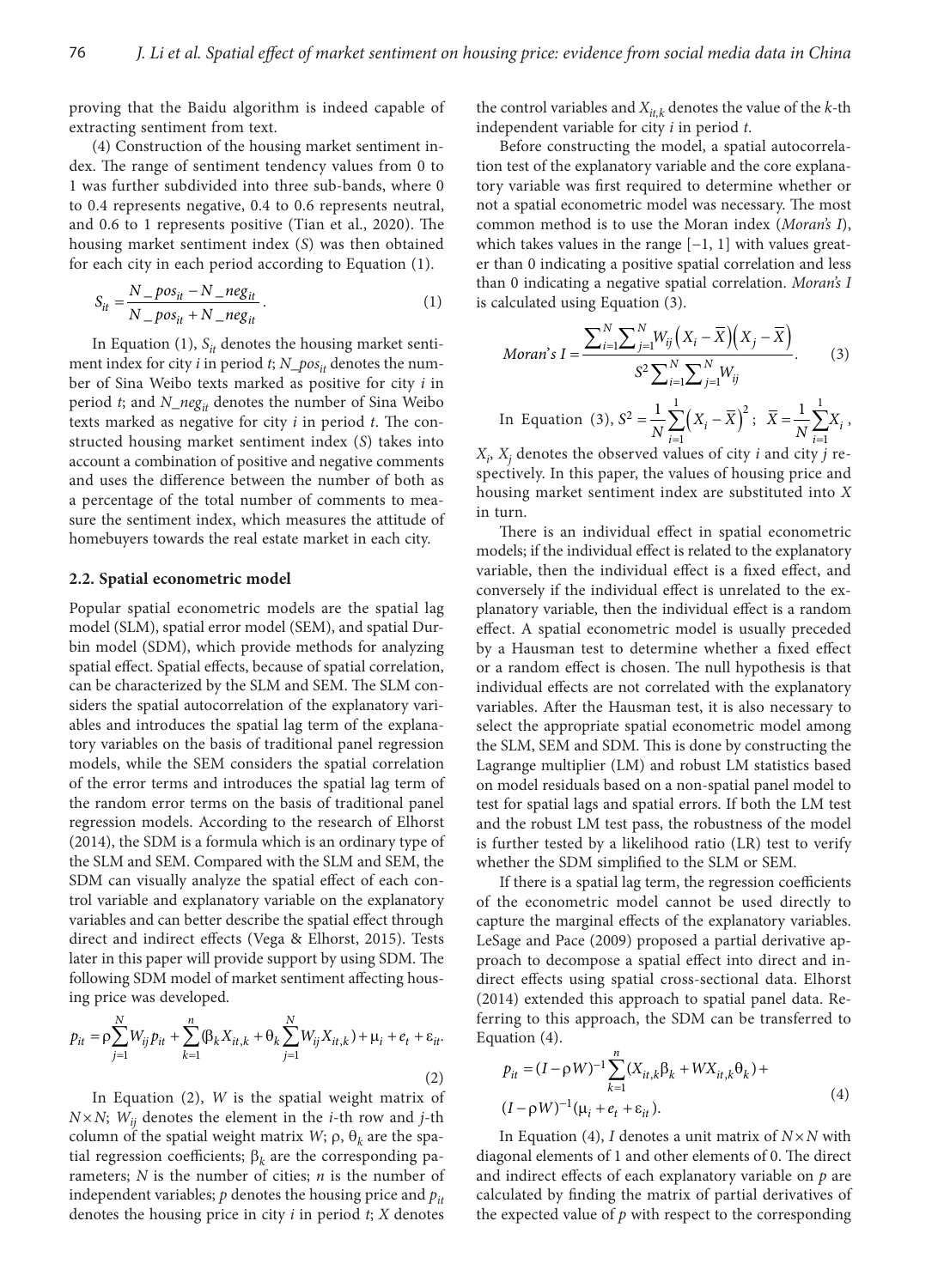proving that the Baidu algorithm is indeed capable of extracting sentiment from text.

(4) Construction of the housing market sentiment index. The range of sentiment tendency values from 0 to 1 was further subdivided into three sub-bands, where 0 to 0.4 represents negative, 0.4 to 0.6 represents neutral, and 0.6 to 1 represents positive (Tian et al., 2020). The housing market sentiment index ($S$) was then obtained for each city in each period according to Equation (1).

$$S_{it} = \frac{N\_pos_{it} - N\_neg_{it}}{N\_pos_{it} + N\_neg_{it}}. \tag{1}$$

In Equation (1), $S_{it}$ denotes the housing market sentiment index for city $i$ in period $t$; $N\_pos_{it}$ denotes the number of Sina Weibo texts marked as positive for city $i$ in period $t$; and $N\_neg_{it}$ denotes the number of Sina Weibo texts marked as negative for city $i$ in period $t$. The constructed housing market sentiment index ($S$) takes into account a combination of positive and negative comments and uses the difference between the number of both as a percentage of the total number of comments to measure the sentiment index, which measures the attitude of homebuyers towards the real estate market in each city.

### 2.2. Spatial econometric model

Popular spatial econometric models are the spatial lag model (SLM), spatial error model (SEM), and spatial Durbin model (SDM), which provide methods for analyzing spatial effect. Spatial effects, because of spatial correlation, can be characterized by the SLM and SEM. The SLM considers the spatial autocorrelation of the explanatory variables and introduces the spatial lag term of the explanatory variables on the basis of traditional panel regression models, while the SEM considers the spatial correlation of the error terms and introduces the spatial lag term of the random error terms on the basis of traditional panel regression models. According to the research of Elhorst (2014), the SDM is a formula which is an ordinary type of the SLM and SEM. Compared with the SLM and SEM, the SDM can visually analyze the spatial effect of each control variable and explanatory variable on the explanatory variables and can better describe the spatial effect through direct and indirect effects (Vega & Elhorst, 2015). Tests later in this paper will provide support by using SDM. The following SDM model of market sentiment affecting housing price was developed.

$$p_{it} = \rho \sum_{j=1}^{N} W_{ij} p_{it} + \sum_{k=1}^{n} (\beta_k X_{it,k} + \theta_k \sum_{j=1}^{N} W_{ij} X_{it,k}) + \mu_i + e_t + \varepsilon_{it}. \tag{2}$$

In Equation (2), $W$ is the spatial weight matrix of $N \times N$; $W_{ij}$ denotes the element in the $i$-th row and $j$-th column of the spatial weight matrix $W$; $\rho$, $\theta_k$ are the spatial regression coefficients; $\beta_k$ are the corresponding parameters; $N$ is the number of cities; $n$ is the number of independent variables; $p$ denotes the housing price and $p_{it}$ denotes the housing price in city $i$ in period $t$; $X$ denotes the control variables and $X_{it,k}$ denotes the value of the $k$-th independent variable for city $i$ in period $t$.

Before constructing the model, a spatial autocorrelation test of the explanatory variable and the core explanatory variable was first required to determine whether or not a spatial econometric model was necessary. The most common method is to use the Moran index (*Moran's I*), which takes values in the range $[-1, 1]$ with values greater than 0 indicating a positive spatial correlation and less than 0 indicating a negative spatial correlation. *Moran's I* is calculated using Equation (3).

$$Moran's\ I = \frac{\sum_{i=1}^{N} \sum_{j=1}^{N} W_{ij} \left(X_i - \overline{X}\right)\left(X_j - \overline{X}\right)}{S^2 \sum_{i=1}^{N} \sum_{j=1}^{N} W_{ij}}. \tag{3}$$

In Equation (3), $S^2 = \frac{1}{N} \sum_{i=1}^{1} \left(X_i - \overline{X}\right)^2$; $\overline{X} = \frac{1}{N} \sum_{i=1}^{1} X_i$, $X_i$, $X_j$ denotes the observed values of city $i$ and city $j$ respectively. In this paper, the values of housing price and housing market sentiment index are substituted into $X$ in turn.

There is an individual effect in spatial econometric models; if the individual effect is related to the explanatory variable, then the individual effect is a fixed effect, and conversely if the individual effect is unrelated to the explanatory variable, then the individual effect is a random effect. A spatial econometric model is usually preceded by a Hausman test to determine whether a fixed effect or a random effect is chosen. The null hypothesis is that individual effects are not correlated with the explanatory variables. After the Hausman test, it is also necessary to select the appropriate spatial econometric model among the SLM, SEM and SDM. This is done by constructing the Lagrange multiplier (LM) and robust LM statistics based on model residuals based on a non-spatial panel model to test for spatial lags and spatial errors. If both the LM test and the robust LM test pass, the robustness of the model is further tested by a likelihood ratio (LR) test to verify whether the SDM simplified to the SLM or SEM.

If there is a spatial lag term, the regression coefficients of the econometric model cannot be used directly to capture the marginal effects of the explanatory variables. LeSage and Pace (2009) proposed a partial derivative approach to decompose a spatial effect into direct and indirect effects using spatial cross-sectional data. Elhorst (2014) extended this approach to spatial panel data. Referring to this approach, the SDM can be transferred to Equation (4).

$$p_{it} = (I - \rho W)^{-1} \sum_{k=1}^{n} (X_{it,k} \beta_k + W X_{it,k} \theta_k) + (I - \rho W)^{-1} (\mu_i + e_t + \varepsilon_{it}). \tag{4}$$

In Equation (4), $I$ denotes a unit matrix of $N \times N$ with diagonal elements of 1 and other elements of 0. The direct and indirect effects of each explanatory variable on $p$ are calculated by finding the matrix of partial derivatives of the expected value of $p$ with respect to the corresponding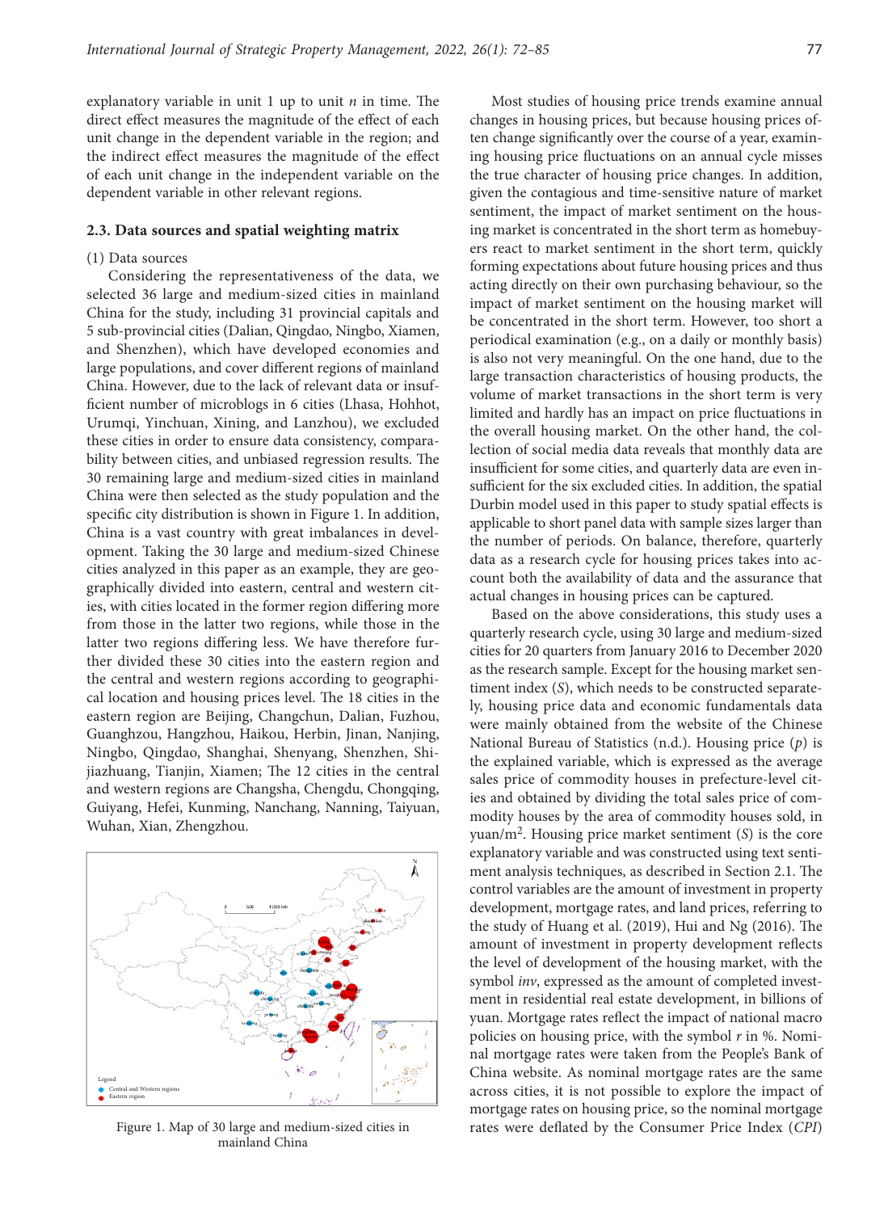explanatory variable in unit 1 up to unit $n$ in time. The direct effect measures the magnitude of the effect of each unit change in the dependent variable in the region; and the indirect effect measures the magnitude of the effect of each unit change in the independent variable on the dependent variable in other relevant regions.

### 2.3. Data sources and spatial weighting matrix

(1) Data sources

Considering the representativeness of the data, we selected 36 large and medium-sized cities in mainland China for the study, including 31 provincial capitals and 5 sub-provincial cities (Dalian, Qingdao, Ningbo, Xiamen, and Shenzhen), which have developed economies and large populations, and cover different regions of mainland China. However, due to the lack of relevant data or insufficient number of microblogs in 6 cities (Lhasa, Hohhot, Urumqi, Yinchuan, Xining, and Lanzhou), we excluded these cities in order to ensure data consistency, comparability between cities, and unbiased regression results. The 30 remaining large and medium-sized cities in mainland China were then selected as the study population and the specific city distribution is shown in Figure 1. In addition, China is a vast country with great imbalances in development. Taking the 30 large and medium-sized Chinese cities analyzed in this paper as an example, they are geographically divided into eastern, central and western cities, with cities located in the former region differing more from those in the latter two regions, while those in the latter two regions differing less. We have therefore further divided these 30 cities into the eastern region and the central and western regions according to geographical location and housing prices level. The 18 cities in the eastern region are Beijing, Changchun, Dalian, Fuzhou, Guanghzou, Hangzhou, Haikou, Herbin, Jinan, Nanjing, Ningbo, Qingdao, Shanghai, Shenyang, Shenzhen, Shijiazhuang, Tianjin, Xiamen; The 12 cities in the central and western regions are Changsha, Chengdu, Chongqing, Guiyang, Hefei, Kunming, Nanchang, Nanning, Taiyuan, Wuhan, Xian, Zhengzhou.

Figure 1. Map of 30 large and medium-sized cities in mainland China

Most studies of housing price trends examine annual changes in housing prices, but because housing prices often change significantly over the course of a year, examining housing price fluctuations on an annual cycle misses the true character of housing price changes. In addition, given the contagious and time-sensitive nature of market sentiment, the impact of market sentiment on the housing market is concentrated in the short term as homebuyers react to market sentiment in the short term, quickly forming expectations about future housing prices and thus acting directly on their own purchasing behaviour, so the impact of market sentiment on the housing market will be concentrated in the short term. However, too short a periodical examination (e.g., on a daily or monthly basis) is also not very meaningful. On the one hand, due to the large transaction characteristics of housing products, the volume of market transactions in the short term is very limited and hardly has an impact on price fluctuations in the overall housing market. On the other hand, the collection of social media data reveals that monthly data are insufficient for some cities, and quarterly data are even insufficient for the six excluded cities. In addition, the spatial Durbin model used in this paper to study spatial effects is applicable to short panel data with sample sizes larger than the number of periods. On balance, therefore, quarterly data as a research cycle for housing prices takes into account both the availability of data and the assurance that actual changes in housing prices can be captured.

Based on the above considerations, this study uses a quarterly research cycle, using 30 large and medium-sized cities for 20 quarters from January 2016 to December 2020 as the research sample. Except for the housing market sentiment index ($S$), which needs to be constructed separately, housing price data and economic fundamentals data were mainly obtained from the website of the Chinese National Bureau of Statistics (n.d.). Housing price ($p$) is the explained variable, which is expressed as the average sales price of commodity houses in prefecture-level cities and obtained by dividing the total sales price of commodity houses by the area of commodity houses sold, in yuan/m$^2$. Housing price market sentiment ($S$) is the core explanatory variable and was constructed using text sentiment analysis techniques, as described in Section 2.1. The control variables are the amount of investment in property development, mortgage rates, and land prices, referring to the study of Huang et al. (2019), Hui and Ng (2016). The amount of investment in property development reflects the level of development of the housing market, with the symbol $inv$, expressed as the amount of completed investment in residential real estate development, in billions of yuan. Mortgage rates reflect the impact of national macro policies on housing price, with the symbol $r$ in %. Nominal mortgage rates were taken from the People's Bank of China website. As nominal mortgage rates are the same across cities, it is not possible to explore the impact of mortgage rates on housing price, so the nominal mortgage rates were deflated by the Consumer Price Index ($CPI$)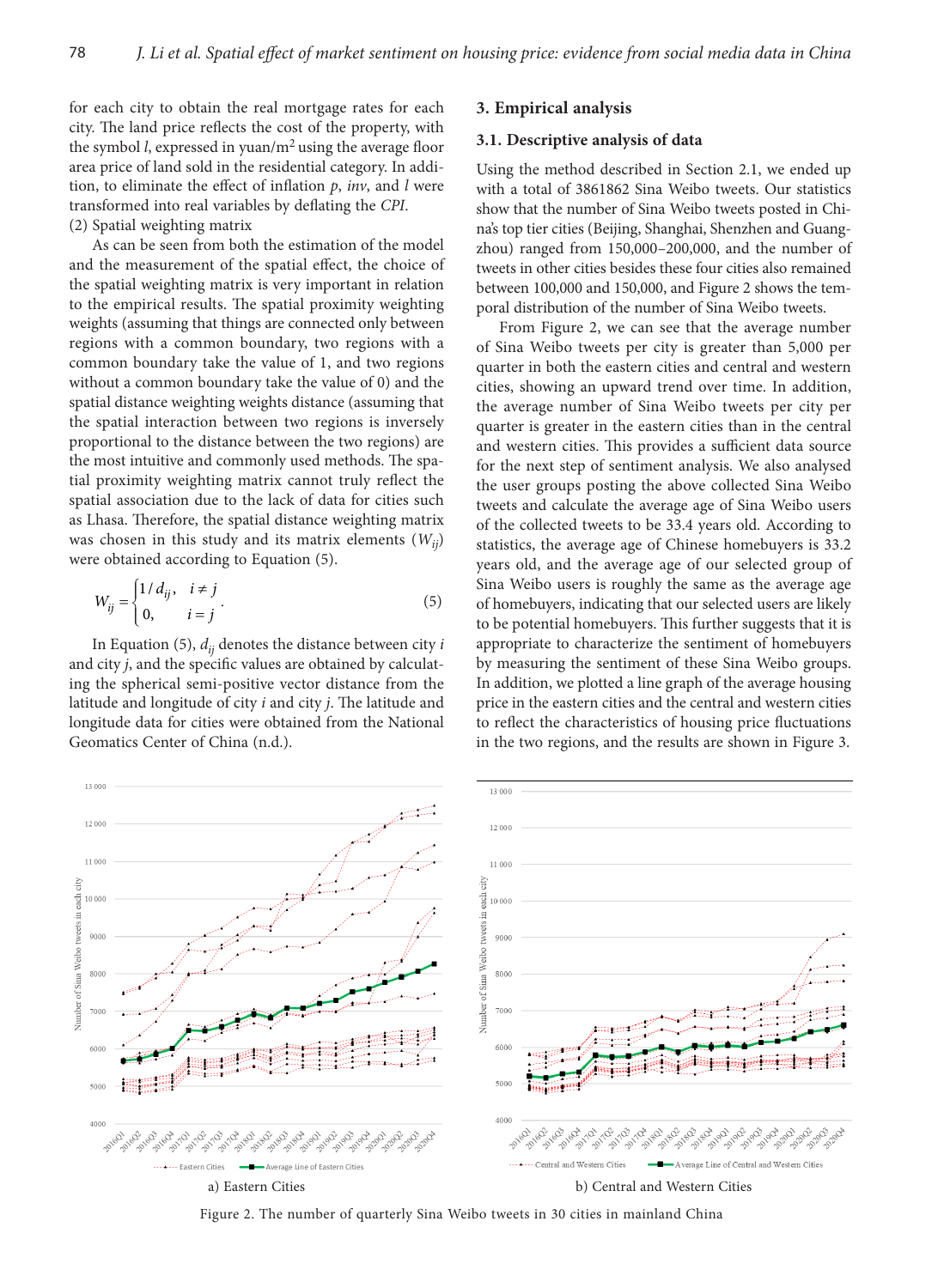for each city to obtain the real mortgage rates for each city. The land price reflects the cost of the property, with the symbol $l$, expressed in yuan/m$^2$ using the average floor area price of land sold in the residential category. In addition, to eliminate the effect of inflation $p$, $inv$, and $l$ were transformed into real variables by deflating the *CPI*.

(2) Spatial weighting matrix

As can be seen from both the estimation of the model and the measurement of the spatial effect, the choice of the spatial weighting matrix is very important in relation to the empirical results. The spatial proximity weighting weights (assuming that things are connected only between regions with a common boundary, two regions with a common boundary take the value of 1, and two regions without a common boundary take the value of 0) and the spatial distance weighting weights distance (assuming that the spatial interaction between two regions is inversely proportional to the distance between the two regions) are the most intuitive and commonly used methods. The spatial proximity weighting matrix cannot truly reflect the spatial association due to the lack of data for cities such as Lhasa. Therefore, the spatial distance weighting matrix was chosen in this study and its matrix elements ($W_{ij}$) were obtained according to Equation (5).

$$W_{ij} = \begin{cases} 1/d_{ij}, & i \neq j \\ 0, & i = j \end{cases}. \tag{5}$$

In Equation (5), $d_{ij}$ denotes the distance between city $i$ and city $j$, and the specific values are obtained by calculating the spherical semi-positive vector distance from the latitude and longitude of city $i$ and city $j$. The latitude and longitude data for cities were obtained from the National Geomatics Center of China (n.d.).

## 3. Empirical analysis

### 3.1. Descriptive analysis of data

Using the method described in Section 2.1, we ended up with a total of 3861862 Sina Weibo tweets. Our statistics show that the number of Sina Weibo tweets posted in China's top tier cities (Beijing, Shanghai, Shenzhen and Guangzhou) ranged from 150,000–200,000, and the number of tweets in other cities besides these four cities also remained between 100,000 and 150,000, and Figure 2 shows the temporal distribution of the number of Sina Weibo tweets.

From Figure 2, we can see that the average number of Sina Weibo tweets per city is greater than 5,000 per quarter in both the eastern cities and central and western cities, showing an upward trend over time. In addition, the average number of Sina Weibo tweets per city per quarter is greater in the eastern cities than in the central and western cities. This provides a sufficient data source for the next step of sentiment analysis. We also analysed the user groups posting the above collected Sina Weibo tweets and calculate the average age of Sina Weibo users of the collected tweets to be 33.4 years old. According to statistics, the average age of Chinese homebuyers is 33.2 years old, and the average age of our selected group of Sina Weibo users is roughly the same as the average age of homebuyers, indicating that our selected users are likely to be potential homebuyers. This further suggests that it is appropriate to characterize the sentiment of homebuyers by measuring the sentiment of these Sina Weibo groups. In addition, we plotted a line graph of the average housing price in the eastern cities and the central and western cities to reflect the characteristics of housing price fluctuations in the two regions, and the results are shown in Figure 3.

a) Eastern Cities

b) Central and Western Cities

Figure 2. The number of quarterly Sina Weibo tweets in 30 cities in mainland China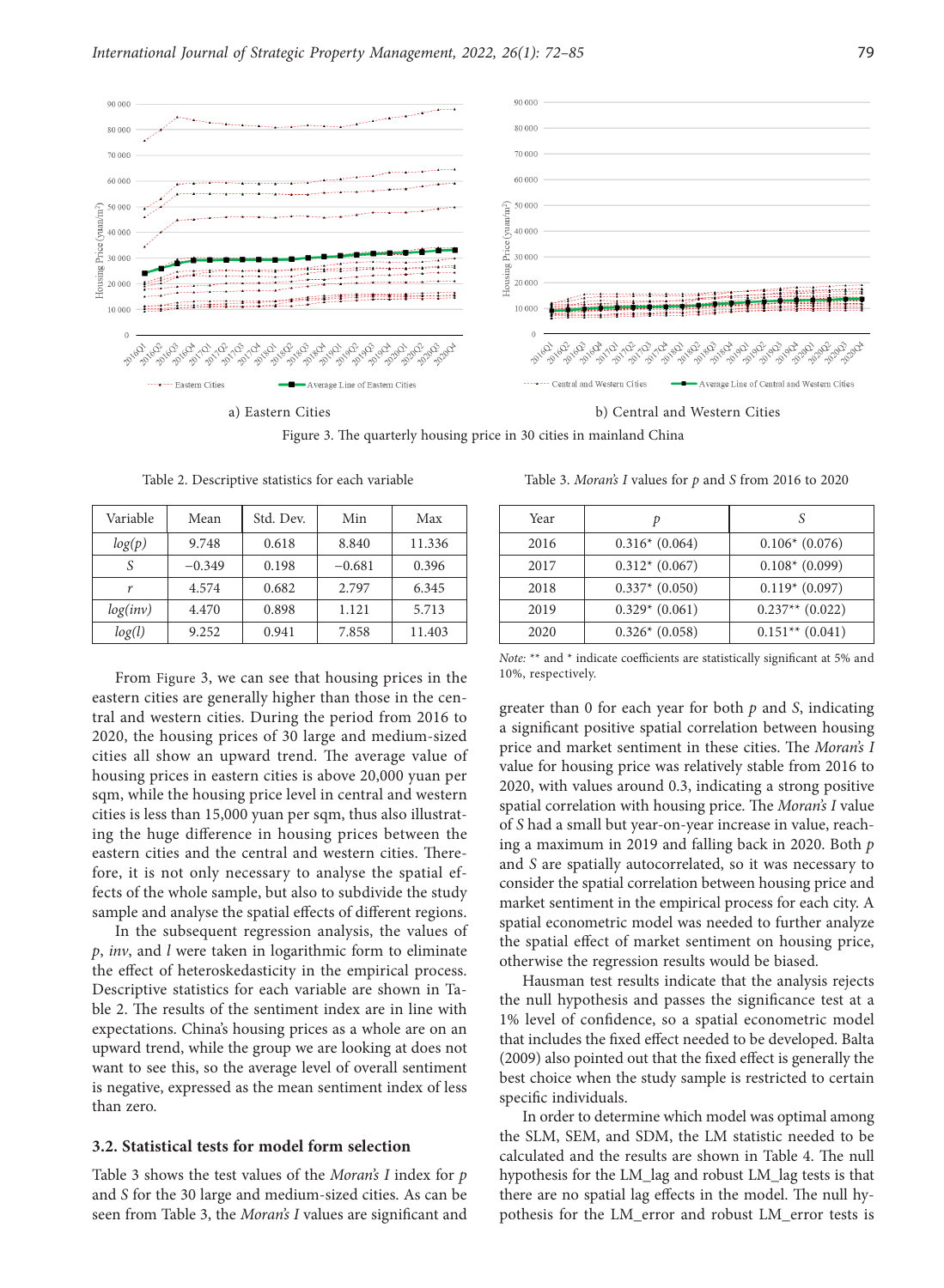a) Eastern Cities

b) Central and Western Cities

Figure 3. The quarterly housing price in 30 cities in mainland China

From Figure 3, we can see that housing prices in the eastern cities are generally higher than those in the central and western cities. During the period from 2016 to 2020, the housing prices of 30 large and medium-sized cities all show an upward trend. The average value of housing prices in eastern cities is above 20,000 yuan per sqm, while the housing price level in central and western cities is less than 15,000 yuan per sqm, thus also illustrating the huge difference in housing prices between the eastern cities and the central and western cities. Therefore, it is not only necessary to analyse the spatial effects of the whole sample, but also to subdivide the study sample and analyse the spatial effects of different regions.

In the subsequent regression analysis, the values of *p*, *inv*, and *l* were taken in logarithmic form to eliminate the effect of heteroskedasticity in the empirical process. Descriptive statistics for each variable are shown in Table 2. The results of the sentiment index are in line with expectations. China's housing prices as a whole are on an upward trend, while the group we are looking at does not want to see this, so the average level of overall sentiment is negative, expressed as the mean sentiment index of less than zero.

Table 2. Descriptive statistics for each variable

| Variable | Mean | Std. Dev. | Min | Max |
|---|---|---|---|---|
| *log(p)* | 9.748 | 0.618 | 8.840 | 11.336 |
| *S* | −0.349 | 0.198 | −0.681 | 0.396 |
| *r* | 4.574 | 0.682 | 2.797 | 6.345 |
| *log(inv)* | 4.470 | 0.898 | 1.121 | 5.713 |
| *log(l)* | 9.252 | 0.941 | 7.858 | 11.403 |

### 3.2. Statistical tests for model form selection

Table 3 shows the test values of the *Moran's I* index for *p* and *S* for the 30 large and medium-sized cities. As can be seen from Table 3, the *Moran's I* values are significant and greater than 0 for each year for both *p* and *S*, indicating a significant positive spatial correlation between housing price and market sentiment in these cities. The *Moran's I* value for housing price was relatively stable from 2016 to 2020, with values around 0.3, indicating a strong positive spatial correlation with housing price. The *Moran's I* value of *S* had a small but year-on-year increase in value, reaching a maximum in 2019 and falling back in 2020. Both *p* and *S* are spatially autocorrelated, so it was necessary to consider the spatial correlation between housing price and market sentiment in the empirical process for each city. A spatial econometric model was needed to further analyze the spatial effect of market sentiment on housing price, otherwise the regression results would be biased.

Table 3. *Moran's I* values for *p* and *S* from 2016 to 2020

| Year | *p* | *S* |
|---|---|---|
| 2016 | 0.316* (0.064) | 0.106* (0.076) |
| 2017 | 0.312* (0.067) | 0.108* (0.099) |
| 2018 | 0.337* (0.050) | 0.119* (0.097) |
| 2019 | 0.329* (0.061) | 0.237** (0.022) |
| 2020 | 0.326* (0.058) | 0.151** (0.041) |

*Note:* ** and * indicate coefficients are statistically significant at 5% and 10%, respectively.

Hausman test results indicate that the analysis rejects the null hypothesis and passes the significance test at a 1% level of confidence, so a spatial econometric model that includes the fixed effect needed to be developed. Balta (2009) also pointed out that the fixed effect is generally the best choice when the study sample is restricted to certain specific individuals.

In order to determine which model was optimal among the SLM, SEM, and SDM, the LM statistic needed to be calculated and the results are shown in Table 4. The null hypothesis for the LM_lag and robust LM_lag tests is that there are no spatial lag effects in the model. The null hypothesis for the LM_error and robust LM_error tests is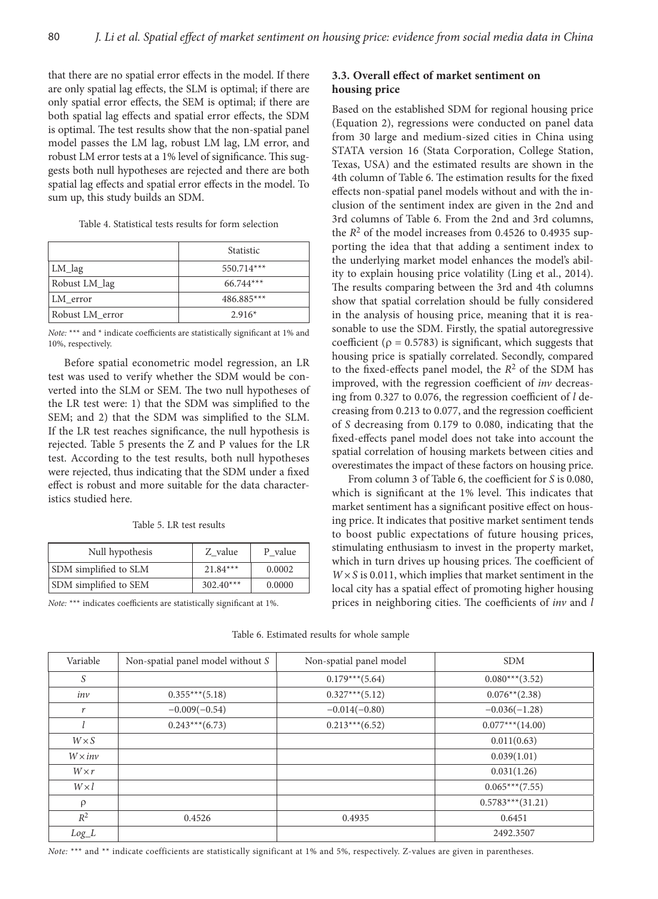that there are no spatial error effects in the model. If there are only spatial lag effects, the SLM is optimal; if there are only spatial error effects, the SEM is optimal; if there are both spatial lag effects and spatial error effects, the SDM is optimal. The test results show that the non-spatial panel model passes the LM lag, robust LM lag, LM error, and robust LM error tests at a 1% level of significance. This suggests both null hypotheses are rejected and there are both spatial lag effects and spatial error effects in the model. To sum up, this study builds an SDM.

Table 4. Statistical tests results for form selection

| | Statistic |
|---|---|
| LM_lag | 550.714*** |
| Robust LM_lag | 66.744*** |
| LM_error | 486.885*** |
| Robust LM_error | 2.916* |

*Note:* *** and * indicate coefficients are statistically significant at 1% and 10%, respectively.

Before spatial econometric model regression, an LR test was used to verify whether the SDM would be converted into the SLM or SEM. The two null hypotheses of the LR test were: 1) that the SDM was simplified to the SEM; and 2) that the SDM was simplified to the SLM. If the LR test reaches significance, the null hypothesis is rejected. Table 5 presents the Z and P values for the LR test. According to the test results, both null hypotheses were rejected, thus indicating that the SDM under a fixed effect is robust and more suitable for the data characteristics studied here.

Table 5. LR test results

| Null hypothesis | Z_value | P_value |
|---|---|---|
| SDM simplified to SLM | 21.84*** | 0.0002 |
| SDM simplified to SEM | 302.40*** | 0.0000 |

*Note:* *** indicates coefficients are statistically significant at 1%.

### 3.3. Overall effect of market sentiment on housing price

Based on the established SDM for regional housing price (Equation 2), regressions were conducted on panel data from 30 large and medium-sized cities in China using STATA version 16 (Stata Corporation, College Station, Texas, USA) and the estimated results are shown in the 4th column of Table 6. The estimation results for the fixed effects non-spatial panel models without and with the inclusion of the sentiment index are given in the 2nd and 3rd columns of Table 6. From the 2nd and 3rd columns, the $R^2$ of the model increases from 0.4526 to 0.4935 supporting the idea that that adding a sentiment index to the underlying market model enhances the model's ability to explain housing price volatility (Ling et al., 2014). The results comparing between the 3rd and 4th columns show that spatial correlation should be fully considered in the analysis of housing price, meaning that it is reasonable to use the SDM. Firstly, the spatial autoregressive coefficient ($\rho = 0.5783$) is significant, which suggests that housing price is spatially correlated. Secondly, compared to the fixed-effects panel model, the $R^2$ of the SDM has improved, with the regression coefficient of *inv* decreasing from 0.327 to 0.076, the regression coefficient of *l* decreasing from 0.213 to 0.077, and the regression coefficient of *S* decreasing from 0.179 to 0.080, indicating that the fixed-effects panel model does not take into account the spatial correlation of housing markets between cities and overestimates the impact of these factors on housing price.

From column 3 of Table 6, the coefficient for *S* is 0.080, which is significant at the 1% level. This indicates that market sentiment has a significant positive effect on housing price. It indicates that positive market sentiment tends to boost public expectations of future housing prices, stimulating enthusiasm to invest in the property market, which in turn drives up housing prices. The coefficient of $W \times S$ is 0.011, which implies that market sentiment in the local city has a spatial effect of promoting higher housing prices in neighboring cities. The coefficients of *inv* and *l*

Table 6. Estimated results for whole sample

| Variable | Non-spatial panel model without *S* | Non-spatial panel model | SDM |
|---|---|---|---|
| *S* | | 0.179***(5.64) | 0.080***(3.52) |
| *inv* | 0.355***(5.18) | 0.327***(5.12) | 0.076**(2.38) |
| *r* | −0.009(−0.54) | −0.014(−0.80) | −0.036(−1.28) |
| *l* | 0.243***(6.73) | 0.213***(6.52) | 0.077***(14.00) |
| $W \times S$ | | | 0.011(0.63) |
| $W \times inv$ | | | 0.039(1.01) |
| $W \times r$ | | | 0.031(1.26) |
| $W \times l$ | | | 0.065***(7.55) |
| $\rho$ | | | 0.5783***(31.21) |
| $R^2$ | 0.4526 | 0.4935 | 0.6451 |
| *Log_L* | | | 2492.3507 |

*Note:* *** and ** indicate coefficients are statistically significant at 1% and 5%, respectively. Z-values are given in parentheses.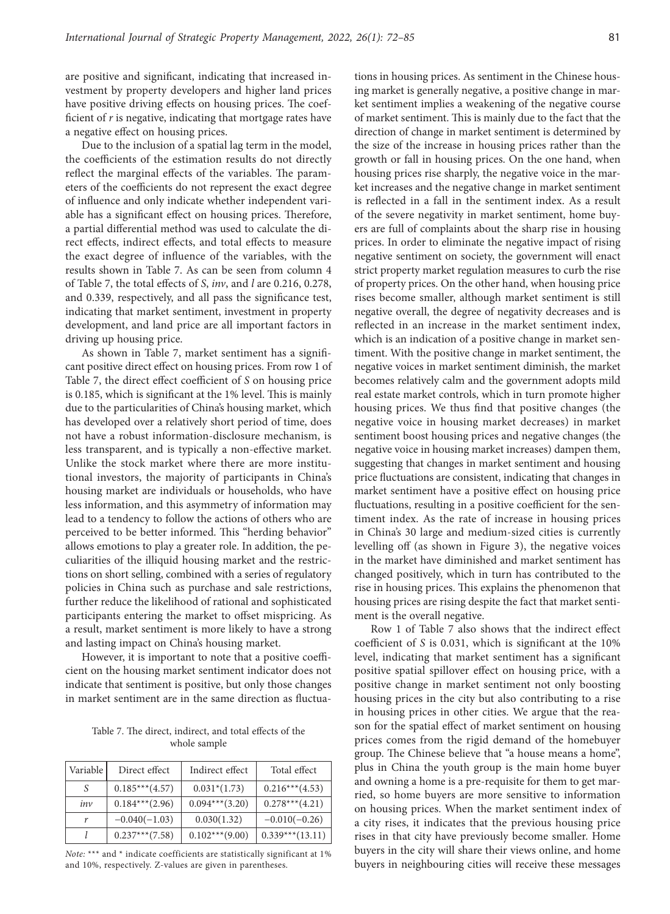are positive and significant, indicating that increased investment by property developers and higher land prices have positive driving effects on housing prices. The coefficient of $r$ is negative, indicating that mortgage rates have a negative effect on housing prices.

Due to the inclusion of a spatial lag term in the model, the coefficients of the estimation results do not directly reflect the marginal effects of the variables. The parameters of the coefficients do not represent the exact degree of influence and only indicate whether independent variable has a significant effect on housing prices. Therefore, a partial differential method was used to calculate the direct effects, indirect effects, and total effects to measure the exact degree of influence of the variables, with the results shown in Table 7. As can be seen from column 4 of Table 7, the total effects of $S$, $inv$, and $l$ are 0.216, 0.278, and 0.339, respectively, and all pass the significance test, indicating that market sentiment, investment in property development, and land price are all important factors in driving up housing price.

As shown in Table 7, market sentiment has a significant positive direct effect on housing prices. From row 1 of Table 7, the direct effect coefficient of $S$ on housing price is 0.185, which is significant at the 1% level. This is mainly due to the particularities of China's housing market, which has developed over a relatively short period of time, does not have a robust information-disclosure mechanism, is less transparent, and is typically a non-effective market. Unlike the stock market where there are more institutional investors, the majority of participants in China's housing market are individuals or households, who have less information, and this asymmetry of information may lead to a tendency to follow the actions of others who are perceived to be better informed. This "herding behavior" allows emotions to play a greater role. In addition, the peculiarities of the illiquid housing market and the restrictions on short selling, combined with a series of regulatory policies in China such as purchase and sale restrictions, further reduce the likelihood of rational and sophisticated participants entering the market to offset mispricing. As a result, market sentiment is more likely to have a strong and lasting impact on China's housing market.

However, it is important to note that a positive coefficient on the housing market sentiment indicator does not indicate that sentiment is positive, but only those changes in market sentiment are in the same direction as fluctuations in housing prices. As sentiment in the Chinese housing market is generally negative, a positive change in market sentiment implies a weakening of the negative course of market sentiment. This is mainly due to the fact that the direction of change in market sentiment is determined by the size of the increase in housing prices rather than the growth or fall in housing prices. On the one hand, when housing prices rise sharply, the negative voice in the market increases and the negative change in market sentiment is reflected in a fall in the sentiment index. As a result of the severe negativity in market sentiment, home buyers are full of complaints about the sharp rise in housing prices. In order to eliminate the negative impact of rising negative sentiment on society, the government will enact strict property market regulation measures to curb the rise of property prices. On the other hand, when housing price rises become smaller, although market sentiment is still negative overall, the degree of negativity decreases and is reflected in an increase in the market sentiment index, which is an indication of a positive change in market sentiment. With the positive change in market sentiment, the negative voices in market sentiment diminish, the market becomes relatively calm and the government adopts mild real estate market controls, which in turn promote higher housing prices. We thus find that positive changes (the negative voice in housing market decreases) in market sentiment boost housing prices and negative changes (the negative voice in housing market increases) dampen them, suggesting that changes in market sentiment and housing price fluctuations are consistent, indicating that changes in market sentiment have a positive effect on housing price fluctuations, resulting in a positive coefficient for the sentiment index. As the rate of increase in housing prices in China's 30 large and medium-sized cities is currently levelling off (as shown in Figure 3), the negative voices in the market have diminished and market sentiment has changed positively, which in turn has contributed to the rise in housing prices. This explains the phenomenon that housing prices are rising despite the fact that market sentiment is the overall negative.

Row 1 of Table 7 also shows that the indirect effect coefficient of $S$ is 0.031, which is significant at the 10% level, indicating that market sentiment has a significant positive spatial spillover effect on housing price, with a positive change in market sentiment not only boosting housing prices in the city but also contributing to a rise in housing prices in other cities. We argue that the reason for the spatial effect of market sentiment on housing prices comes from the rigid demand of the homebuyer group. The Chinese believe that "a house means a home", plus in China the youth group is the main home buyer and owning a home is a pre-requisite for them to get married, so home buyers are more sensitive to information on housing prices. When the market sentiment index of a city rises, it indicates that the previous housing price rises in that city have previously become smaller. Home buyers in the city will share their views online, and home buyers in neighbouring cities will receive these messages

Table 7. The direct, indirect, and total effects of the whole sample

| Variable | Direct effect | Indirect effect | Total effect |
|---|---|---|---|
| $S$ | 0.185***(4.57) | 0.031*(1.73) | 0.216***(4.53) |
| $inv$ | 0.184***(2.96) | 0.094***(3.20) | 0.278***(4.21) |
| $r$ | −0.040(−1.03) | 0.030(1.32) | −0.010(−0.26) |
| $l$ | 0.237***(7.58) | 0.102***(9.00) | 0.339***(13.11) |

*Note:* *** and * indicate coefficients are statistically significant at 1% and 10%, respectively. Z-values are given in parentheses.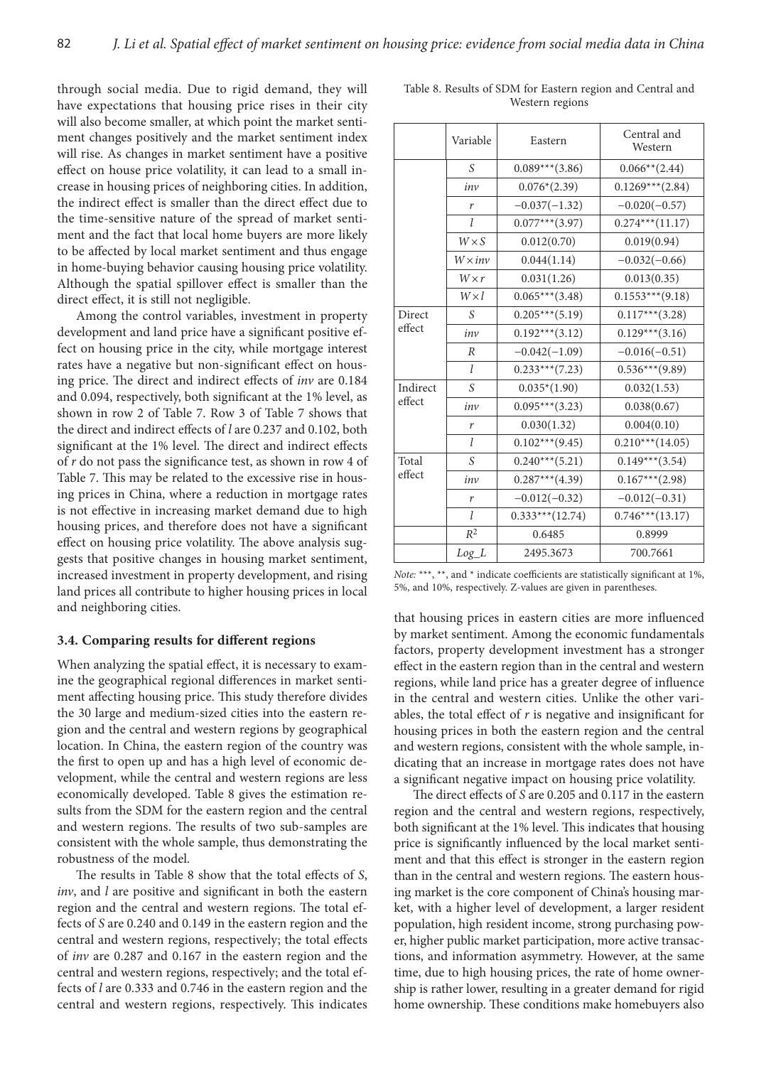through social media. Due to rigid demand, they will have expectations that housing price rises in their city will also become smaller, at which point the market sentiment changes positively and the market sentiment index will rise. As changes in market sentiment have a positive effect on house price volatility, it can lead to a small increase in housing prices of neighboring cities. In addition, the indirect effect is smaller than the direct effect due to the time-sensitive nature of the spread of market sentiment and the fact that local home buyers are more likely to be affected by local market sentiment and thus engage in home-buying behavior causing housing price volatility. Although the spatial spillover effect is smaller than the direct effect, it is still not negligible.

Among the control variables, investment in property development and land price have a significant positive effect on housing price in the city, while mortgage interest rates have a negative but non-significant effect on housing price. The direct and indirect effects of *inv* are 0.184 and 0.094, respectively, both significant at the 1% level, as shown in row 2 of Table 7. Row 3 of Table 7 shows that the direct and indirect effects of *l* are 0.237 and 0.102, both significant at the 1% level. The direct and indirect effects of *r* do not pass the significance test, as shown in row 4 of Table 7. This may be related to the excessive rise in housing prices in China, where a reduction in mortgage rates is not effective in increasing market demand due to high housing prices, and therefore does not have a significant effect on housing price volatility. The above analysis suggests that positive changes in housing market sentiment, increased investment in property development, and rising land prices all contribute to higher housing prices in local and neighboring cities.

### 3.4. Comparing results for different regions

When analyzing the spatial effect, it is necessary to examine the geographical regional differences in market sentiment affecting housing price. This study therefore divides the 30 large and medium-sized cities into the eastern region and the central and western regions by geographical location. In China, the eastern region of the country was the first to open up and has a high level of economic development, while the central and western regions are less economically developed. Table 8 gives the estimation results from the SDM for the eastern region and the central and western regions. The results of two sub-samples are consistent with the whole sample, thus demonstrating the robustness of the model.

The results in Table 8 show that the total effects of *S*, *inv*, and *l* are positive and significant in both the eastern region and the central and western regions. The total effects of *S* are 0.240 and 0.149 in the eastern region and the central and western regions, respectively; the total effects of *inv* are 0.287 and 0.167 in the eastern region and the central and western regions, respectively; and the total effects of *l* are 0.333 and 0.746 in the eastern region and the central and western regions, respectively. This indicates that housing prices in eastern cities are more influenced by market sentiment. Among the economic fundamentals factors, property development investment has a stronger effect in the eastern region than in the central and western regions, while land price has a greater degree of influence in the central and western cities. Unlike the other variables, the total effect of *r* is negative and insignificant for housing prices in both the eastern region and the central and western regions, consistent with the whole sample, indicating that an increase in mortgage rates does not have a significant negative impact on housing price volatility.

Table 8. Results of SDM for Eastern region and Central and Western regions

| | Variable | Eastern | Central and Western |
|---|---|---|---|
| | *S* | 0.089***(3.86) | 0.066**(2.44) |
| | *inv* | 0.076*(2.39) | 0.1269***(2.84) |
| | *r* | −0.037(−1.32) | −0.020(−0.57) |
| | *l* | 0.077***(3.97) | 0.274***(11.17) |
| | $W \times S$ | 0.012(0.70) | 0.019(0.94) |
| | $W \times inv$ | 0.044(1.14) | −0.032(−0.66) |
| | $W \times r$ | 0.031(1.26) | 0.013(0.35) |
| | $W \times l$ | 0.065***(3.48) | 0.1553***(9.18) |
| Direct effect | *S* | 0.205***(5.19) | 0.117***(3.28) |
| | *inv* | 0.192***(3.12) | 0.129***(3.16) |
| | *R* | −0.042(−1.09) | −0.016(−0.51) |
| | *l* | 0.233***(7.23) | 0.536***(9.89) |
| Indirect effect | *S* | 0.035*(1.90) | 0.032(1.53) |
| | *inv* | 0.095***(3.23) | 0.038(0.67) |
| | *r* | 0.030(1.32) | 0.004(0.10) |
| | *l* | 0.102***(9.45) | 0.210***(14.05) |
| Total effect | *S* | 0.240***(5.21) | 0.149***(3.54) |
| | *inv* | 0.287***(4.39) | 0.167***(2.98) |
| | *r* | −0.012(−0.32) | −0.012(−0.31) |
| | *l* | 0.333***(12.74) | 0.746***(13.17) |
| | $R^2$ | 0.6485 | 0.8999 |
| | *Log_L* | 2495.3673 | 700.7661 |

*Note:* ***, **, and * indicate coefficients are statistically significant at 1%, 5%, and 10%, respectively. Z-values are given in parentheses.

The direct effects of *S* are 0.205 and 0.117 in the eastern region and the central and western regions, respectively, both significant at the 1% level. This indicates that housing price is significantly influenced by the local market sentiment and that this effect is stronger in the eastern region than in the central and western regions. The eastern housing market is the core component of China's housing market, with a higher level of development, a larger resident population, high resident income, strong purchasing power, higher public market participation, more active transactions, and information asymmetry. However, at the same time, due to high housing prices, the rate of home ownership is rather lower, resulting in a greater demand for rigid home ownership. These conditions make homebuyers also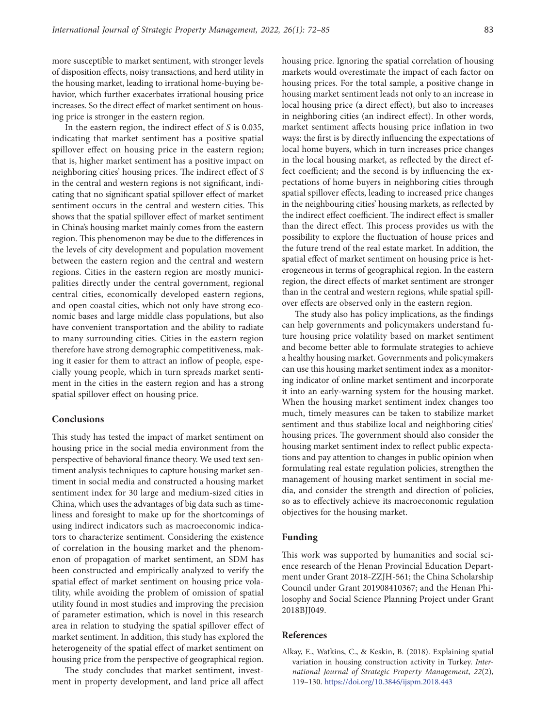more susceptible to market sentiment, with stronger levels of disposition effects, noisy transactions, and herd utility in the housing market, leading to irrational home-buying behavior, which further exacerbates irrational housing price increases. So the direct effect of market sentiment on housing price is stronger in the eastern region.

In the eastern region, the indirect effect of *S* is 0.035, indicating that market sentiment has a positive spatial spillover effect on housing price in the eastern region; that is, higher market sentiment has a positive impact on neighboring cities' housing prices. The indirect effect of *S* in the central and western regions is not significant, indicating that no significant spatial spillover effect of market sentiment occurs in the central and western cities. This shows that the spatial spillover effect of market sentiment in China's housing market mainly comes from the eastern region. This phenomenon may be due to the differences in the levels of city development and population movement between the eastern region and the central and western regions. Cities in the eastern region are mostly municipalities directly under the central government, regional central cities, economically developed eastern regions, and open coastal cities, which not only have strong economic bases and large middle class populations, but also have convenient transportation and the ability to radiate to many surrounding cities. Cities in the eastern region therefore have strong demographic competitiveness, making it easier for them to attract an inflow of people, especially young people, which in turn spreads market sentiment in the cities in the eastern region and has a strong spatial spillover effect on housing price.

## Conclusions

This study has tested the impact of market sentiment on housing price in the social media environment from the perspective of behavioral finance theory. We used text sentiment analysis techniques to capture housing market sentiment in social media and constructed a housing market sentiment index for 30 large and medium-sized cities in China, which uses the advantages of big data such as timeliness and foresight to make up for the shortcomings of using indirect indicators such as macroeconomic indicators to characterize sentiment. Considering the existence of correlation in the housing market and the phenomenon of propagation of market sentiment, an SDM has been constructed and empirically analyzed to verify the spatial effect of market sentiment on housing price volatility, while avoiding the problem of omission of spatial utility found in most studies and improving the precision of parameter estimation, which is novel in this research area in relation to studying the spatial spillover effect of market sentiment. In addition, this study has explored the heterogeneity of the spatial effect of market sentiment on housing price from the perspective of geographical region.

The study concludes that market sentiment, investment in property development, and land price all affect housing price. Ignoring the spatial correlation of housing markets would overestimate the impact of each factor on housing prices. For the total sample, a positive change in housing market sentiment leads not only to an increase in local housing price (a direct effect), but also to increases in neighboring cities (an indirect effect). In other words, market sentiment affects housing price inflation in two ways: the first is by directly influencing the expectations of local home buyers, which in turn increases price changes in the local housing market, as reflected by the direct effect coefficient; and the second is by influencing the expectations of home buyers in neighboring cities through spatial spillover effects, leading to increased price changes in the neighbouring cities' housing markets, as reflected by the indirect effect coefficient. The indirect effect is smaller than the direct effect. This process provides us with the possibility to explore the fluctuation of house prices and the future trend of the real estate market. In addition, the spatial effect of market sentiment on housing price is heterogeneous in terms of geographical region. In the eastern region, the direct effects of market sentiment are stronger than in the central and western regions, while spatial spillover effects are observed only in the eastern region.

The study also has policy implications, as the findings can help governments and policymakers understand future housing price volatility based on market sentiment and become better able to formulate strategies to achieve a healthy housing market. Governments and policymakers can use this housing market sentiment index as a monitoring indicator of online market sentiment and incorporate it into an early-warning system for the housing market. When the housing market sentiment index changes too much, timely measures can be taken to stabilize market sentiment and thus stabilize local and neighboring cities' housing prices. The government should also consider the housing market sentiment index to reflect public expectations and pay attention to changes in public opinion when formulating real estate regulation policies, strengthen the management of housing market sentiment in social media, and consider the strength and direction of policies, so as to effectively achieve its macroeconomic regulation objectives for the housing market.

## Funding

This work was supported by humanities and social science research of the Henan Provincial Education Department under Grant 2018-ZZJH-561; the China Scholarship Council under Grant 201908410367; and the Henan Philosophy and Social Science Planning Project under Grant 2018BJJ049.

## References

Alkay, E., Watkins, C., & Keskin, B. (2018). Explaining spatial variation in housing construction activity in Turkey. *International Journal of Strategic Property Management*, *22*(2), 119–130. https://doi.org/10.3846/ijspm.2018.443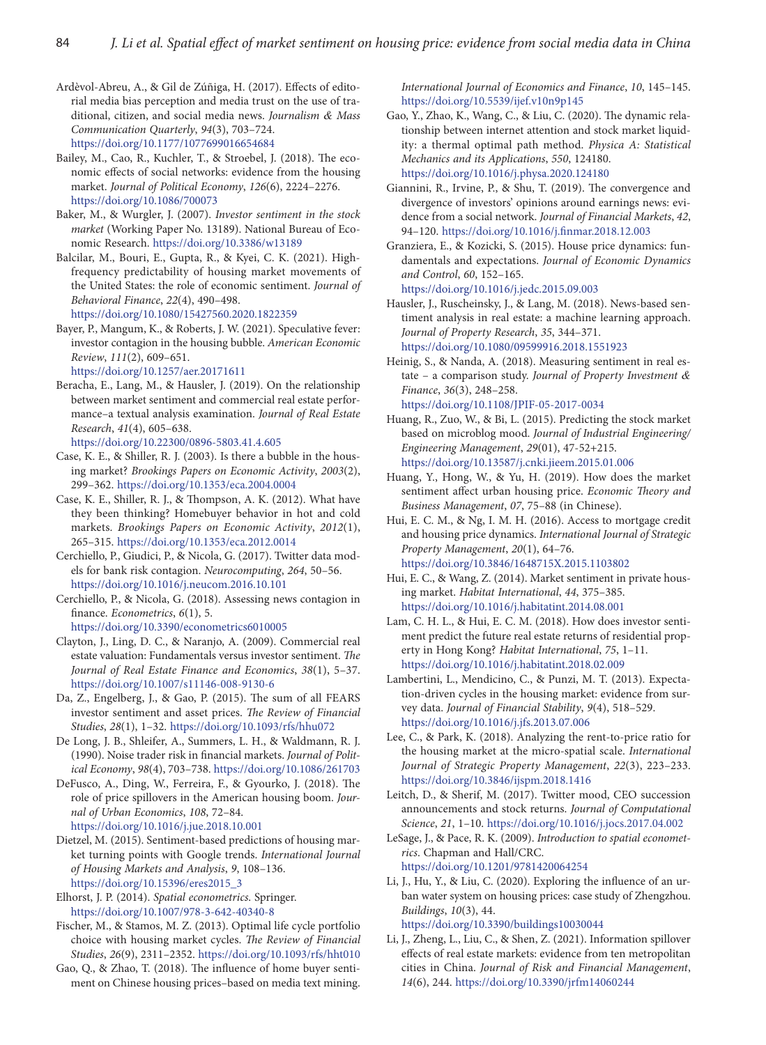Ardèvol-Abreu, A., & Gil de Zúñiga, H. (2017). Effects of editorial media bias perception and media trust on the use of traditional, citizen, and social media news. *Journalism & Mass Communication Quarterly*, *94*(3), 703–724. https://doi.org/10.1177/1077699016654684

Bailey, M., Cao, R., Kuchler, T., & Stroebel, J. (2018). The economic effects of social networks: evidence from the housing market. *Journal of Political Economy*, *126*(6), 2224–2276. https://doi.org/10.1086/700073

Baker, M., & Wurgler, J. (2007). *Investor sentiment in the stock market* (Working Paper No. 13189). National Bureau of Economic Research. https://doi.org/10.3386/w13189

Balcilar, M., Bouri, E., Gupta, R., & Kyei, C. K. (2021). High-frequency predictability of housing market movements of the United States: the role of economic sentiment. *Journal of Behavioral Finance*, *22*(4), 490–498. https://doi.org/10.1080/15427560.2020.1822359

Bayer, P., Mangum, K., & Roberts, J. W. (2021). Speculative fever: investor contagion in the housing bubble. *American Economic Review*, *111*(2), 609–651. https://doi.org/10.1257/aer.20171611

Beracha, E., Lang, M., & Hausler, J. (2019). On the relationship between market sentiment and commercial real estate performance–a textual analysis examination. *Journal of Real Estate Research*, *41*(4), 605–638. https://doi.org/10.22300/0896-5803.41.4.605

Case, K. E., & Shiller, R. J. (2003). Is there a bubble in the housing market? *Brookings Papers on Economic Activity*, *2003*(2), 299–362. https://doi.org/10.1353/eca.2004.0004

Case, K. E., Shiller, R. J., & Thompson, A. K. (2012). What have they been thinking? Homebuyer behavior in hot and cold markets. *Brookings Papers on Economic Activity*, *2012*(1), 265–315. https://doi.org/10.1353/eca.2012.0014

Cerchiello, P., Giudici, P., & Nicola, G. (2017). Twitter data models for bank risk contagion. *Neurocomputing*, *264*, 50–56. https://doi.org/10.1016/j.neucom.2016.10.101

Cerchiello, P., & Nicola, G. (2018). Assessing news contagion in finance. *Econometrics*, *6*(1), 5. https://doi.org/10.3390/econometrics6010005

Clayton, J., Ling, D. C., & Naranjo, A. (2009). Commercial real estate valuation: Fundamentals versus investor sentiment. *The Journal of Real Estate Finance and Economics*, *38*(1), 5–37. https://doi.org/10.1007/s11146-008-9130-6

Da, Z., Engelberg, J., & Gao, P. (2015). The sum of all FEARS investor sentiment and asset prices. *The Review of Financial Studies*, *28*(1), 1–32. https://doi.org/10.1093/rfs/hhu072

De Long, J. B., Shleifer, A., Summers, L. H., & Waldmann, R. J. (1990). Noise trader risk in financial markets. *Journal of Political Economy*, *98*(4), 703–738. https://doi.org/10.1086/261703

DeFusco, A., Ding, W., Ferreira, F., & Gyourko, J. (2018). The role of price spillovers in the American housing boom. *Journal of Urban Economics*, *108*, 72–84. https://doi.org/10.1016/j.jue.2018.10.001

Dietzel, M. (2015). Sentiment-based predictions of housing market turning points with Google trends. *International Journal of Housing Markets and Analysis*, *9*, 108–136. https://doi.org/10.15396/eres2015_3

Elhorst, J. P. (2014). *Spatial econometrics.* Springer. https://doi.org/10.1007/978-3-642-40340-8

Fischer, M., & Stamos, M. Z. (2013). Optimal life cycle portfolio choice with housing market cycles. *The Review of Financial Studies*, *26*(9), 2311–2352. https://doi.org/10.1093/rfs/hht010

Gao, Q., & Zhao, T. (2018). The influence of home buyer sentiment on Chinese housing prices–based on media text mining. *International Journal of Economics and Finance*, *10*, 145–145. https://doi.org/10.5539/ijef.v10n9p145

Gao, Y., Zhao, K., Wang, C., & Liu, C. (2020). The dynamic relationship between internet attention and stock market liquidity: a thermal optimal path method. *Physica A: Statistical Mechanics and its Applications*, *550*, 124180. https://doi.org/10.1016/j.physa.2020.124180

Giannini, R., Irvine, P., & Shu, T. (2019). The convergence and divergence of investors' opinions around earnings news: evidence from a social network. *Journal of Financial Markets*, *42*, 94–120. https://doi.org/10.1016/j.finmar.2018.12.003

Granziera, E., & Kozicki, S. (2015). House price dynamics: fundamentals and expectations. *Journal of Economic Dynamics and Control*, *60*, 152–165. https://doi.org/10.1016/j.jedc.2015.09.003

Hausler, J., Ruscheinsky, J., & Lang, M. (2018). News-based sentiment analysis in real estate: a machine learning approach. *Journal of Property Research*, *35*, 344–371. https://doi.org/10.1080/09599916.2018.1551923

Heinig, S., & Nanda, A. (2018). Measuring sentiment in real estate – a comparison study. *Journal of Property Investment & Finance*, *36*(3), 248–258. https://doi.org/10.1108/JPIF-05-2017-0034

Huang, R., Zuo, W., & Bi, L. (2015). Predicting the stock market based on microblog mood. *Journal of Industrial Engineering/Engineering Management*, *29*(01), 47-52+215. https://doi.org/10.13587/j.cnki.jieem.2015.01.006

Huang, Y., Hong, W., & Yu, H. (2019). How does the market sentiment affect urban housing price. *Economic Theory and Business Management*, *07*, 75–88 (in Chinese).

Hui, E. C. M., & Ng, I. M. H. (2016). Access to mortgage credit and housing price dynamics. *International Journal of Strategic Property Management*, *20*(1), 64–76. https://doi.org/10.3846/1648715X.2015.1103802

Hui, E. C., & Wang, Z. (2014). Market sentiment in private housing market. *Habitat International*, *44*, 375–385. https://doi.org/10.1016/j.habitatint.2014.08.001

Lam, C. H. L., & Hui, E. C. M. (2018). How does investor sentiment predict the future real estate returns of residential property in Hong Kong? *Habitat International*, *75*, 1–11. https://doi.org/10.1016/j.habitatint.2018.02.009

Lambertini, L., Mendicino, C., & Punzi, M. T. (2013). Expectation-driven cycles in the housing market: evidence from survey data. *Journal of Financial Stability*, *9*(4), 518–529. https://doi.org/10.1016/j.jfs.2013.07.006

Lee, C., & Park, K. (2018). Analyzing the rent-to-price ratio for the housing market at the micro-spatial scale. *International Journal of Strategic Property Management*, *22*(3), 223–233. https://doi.org/10.3846/ijspm.2018.1416

Leitch, D., & Sherif, M. (2017). Twitter mood, CEO succession announcements and stock returns. *Journal of Computational Science*, *21*, 1–10. https://doi.org/10.1016/j.jocs.2017.04.002

LeSage, J., & Pace, R. K. (2009). *Introduction to spatial econometrics*. Chapman and Hall/CRC. https://doi.org/10.1201/9781420064254

Li, J., Hu, Y., & Liu, C. (2020). Exploring the influence of an urban water system on housing prices: case study of Zhengzhou. *Buildings*, *10*(3), 44. https://doi.org/10.3390/buildings10030044

Li, J., Zheng, L., Liu, C., & Shen, Z. (2021). Information spillover effects of real estate markets: evidence from ten metropolitan cities in China. *Journal of Risk and Financial Management*, *14*(6), 244. https://doi.org/10.3390/jrfm14060244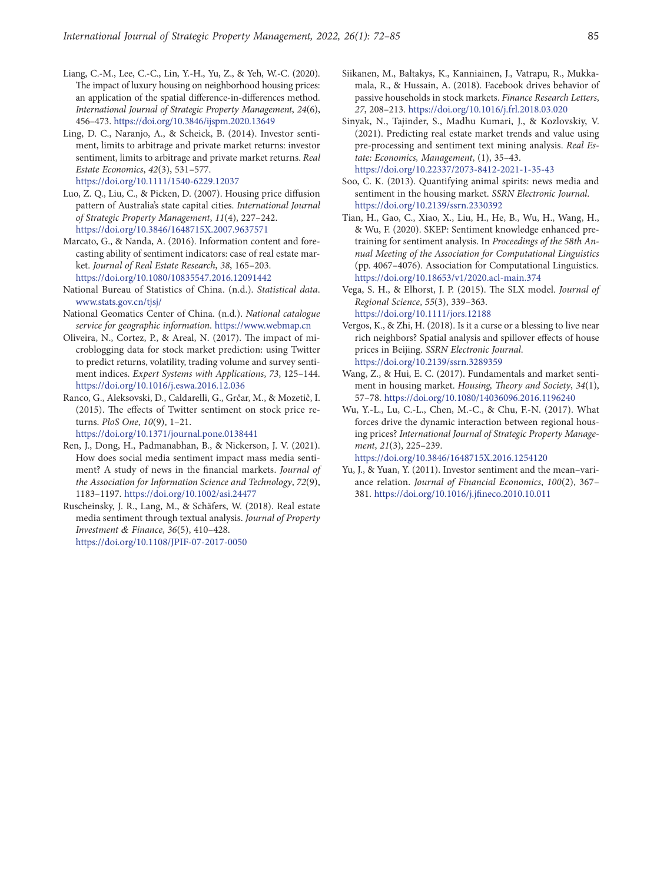Liang, C.-M., Lee, C.-C., Lin, Y.-H., Yu, Z., & Yeh, W.-C. (2020). The impact of luxury housing on neighborhood housing prices: an application of the spatial difference-in-differences method. *International Journal of Strategic Property Management*, *24*(6), 456–473. https://doi.org/10.3846/ijspm.2020.13649

Ling, D. C., Naranjo, A., & Scheick, B. (2014). Investor sentiment, limits to arbitrage and private market returns: investor sentiment, limits to arbitrage and private market returns. *Real Estate Economics*, *42*(3), 531–577. https://doi.org/10.1111/1540-6229.12037

Luo, Z. Q., Liu, C., & Picken, D. (2007). Housing price diffusion pattern of Australia's state capital cities. *International Journal of Strategic Property Management*, *11*(4), 227–242. https://doi.org/10.3846/1648715X.2007.9637571

Marcato, G., & Nanda, A. (2016). Information content and forecasting ability of sentiment indicators: case of real estate market. *Journal of Real Estate Research*, *38*, 165–203. https://doi.org/10.1080/10835547.2016.12091442

National Bureau of Statistics of China. (n.d.). *Statistical data*. www.stats.gov.cn/tjsj/

National Geomatics Center of China. (n.d.). *National catalogue service for geographic information*. https://www.webmap.cn

Oliveira, N., Cortez, P., & Areal, N. (2017). The impact of microblogging data for stock market prediction: using Twitter to predict returns, volatility, trading volume and survey sentiment indices. *Expert Systems with Applications*, *73*, 125–144. https://doi.org/10.1016/j.eswa.2016.12.036

Ranco, G., Aleksovski, D., Caldarelli, G., Grčar, M., & Mozetič, I. (2015). The effects of Twitter sentiment on stock price returns. *PloS One*, *10*(9), 1–21. https://doi.org/10.1371/journal.pone.0138441

Ren, J., Dong, H., Padmanabhan, B., & Nickerson, J. V. (2021). How does social media sentiment impact mass media sentiment? A study of news in the financial markets. *Journal of the Association for Information Science and Technology*, *72*(9), 1183–1197. https://doi.org/10.1002/asi.24477

Ruscheinsky, J. R., Lang, M., & Schäfers, W. (2018). Real estate media sentiment through textual analysis. *Journal of Property Investment & Finance*, *36*(5), 410–428. https://doi.org/10.1108/JPIF-07-2017-0050

Siikanen, M., Baltakys, K., Kanniainen, J., Vatrapu, R., Mukkamala, R., & Hussain, A. (2018). Facebook drives behavior of passive households in stock markets. *Finance Research Letters*, *27*, 208–213. https://doi.org/10.1016/j.frl.2018.03.020

Sinyak, N., Tajinder, S., Madhu Kumari, J., & Kozlovskiy, V. (2021). Predicting real estate market trends and value using pre-processing and sentiment text mining analysis. *Real Estate: Economics, Management*, (1), 35–43. https://doi.org/10.22337/2073-8412-2021-1-35-43

Soo, C. K. (2013). Quantifying animal spirits: news media and sentiment in the housing market. *SSRN Electronic Journal*. https://doi.org/10.2139/ssrn.2330392

Tian, H., Gao, C., Xiao, X., Liu, H., He, B., Wu, H., Wang, H., & Wu, F. (2020). SKEP: Sentiment knowledge enhanced pretraining for sentiment analysis. In *Proceedings of the 58th Annual Meeting of the Association for Computational Linguistics* (pp. 4067–4076). Association for Computational Linguistics. https://doi.org/10.18653/v1/2020.acl-main.374

Vega, S. H., & Elhorst, J. P. (2015). The SLX model. *Journal of Regional Science*, *55*(3), 339–363. https://doi.org/10.1111/jors.12188

Vergos, K., & Zhi, H. (2018). Is it a curse or a blessing to live near rich neighbors? Spatial analysis and spillover effects of house prices in Beijing. *SSRN Electronic Journal*. https://doi.org/10.2139/ssrn.3289359

Wang, Z., & Hui, E. C. (2017). Fundamentals and market sentiment in housing market. *Housing, Theory and Society*, *34*(1), 57–78. https://doi.org/10.1080/14036096.2016.1196240

Wu, Y.-L., Lu, C.-L., Chen, M.-C., & Chu, F.-N. (2017). What forces drive the dynamic interaction between regional housing prices? *International Journal of Strategic Property Management*, *21*(3), 225–239. https://doi.org/10.3846/1648715X.2016.1254120

Yu, J., & Yuan, Y. (2011). Investor sentiment and the mean–variance relation. *Journal of Financial Economics*, *100*(2), 367–381. https://doi.org/10.1016/j.jfineco.2010.10.011